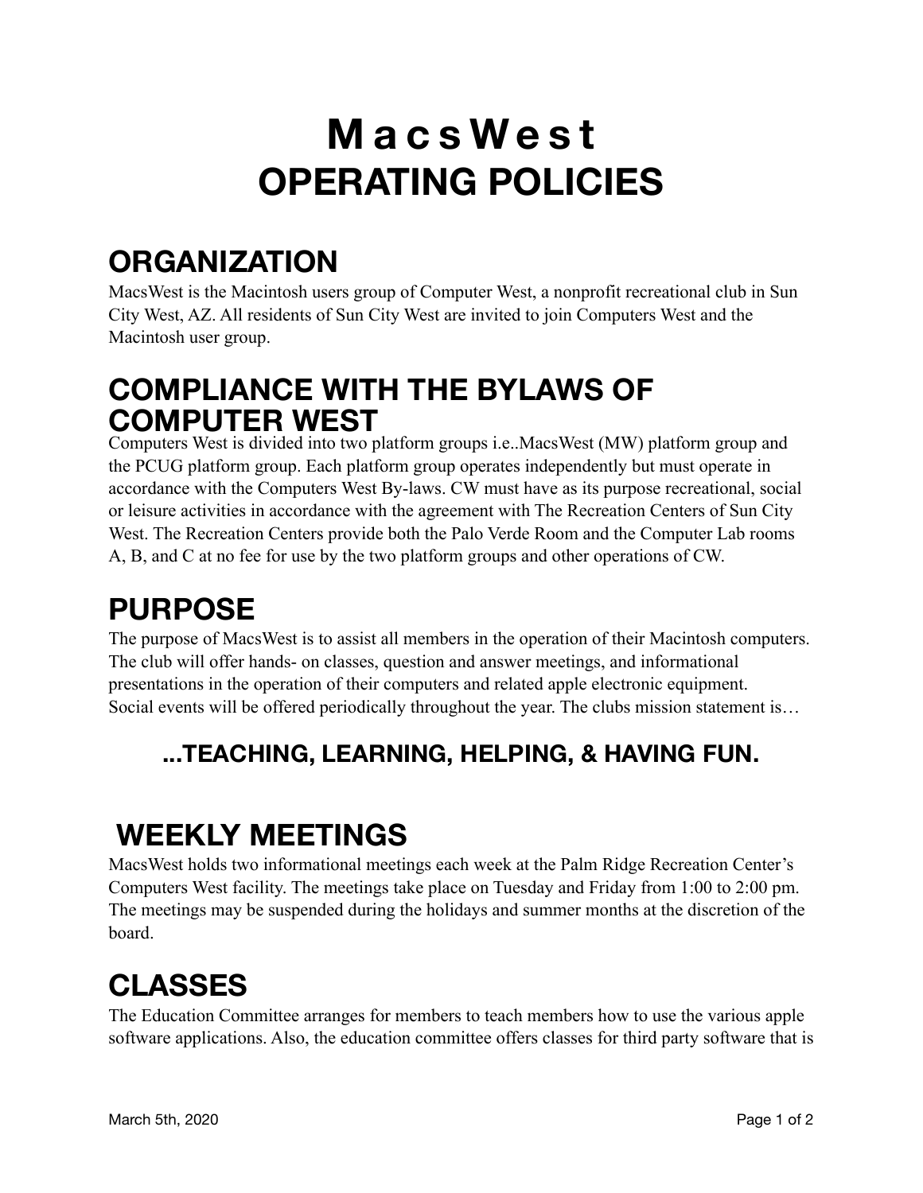# MacsWest
# OPERATING POLICIES

## ORGANIZATION

MacsWest is the Macintosh users group of Computer West, a nonprofit recreational club in Sun City West, AZ. All residents of Sun City West are invited to join Computers West and the Macintosh user group.

## COMPLIANCE WITH THE BYLAWS OF COMPUTER WEST

Computers West is divided into two platform groups i.e..MacsWest (MW) platform group and the PCUG platform group. Each platform group operates independently but must operate in accordance with the Computers West By-laws. CW must have as its purpose recreational, social or leisure activities in accordance with the agreement with The Recreation Centers of Sun City West. The Recreation Centers provide both the Palo Verde Room and the Computer Lab rooms A, B, and C at no fee for use by the two platform groups and other operations of CW.

## PURPOSE

The purpose of MacsWest is to assist all members in the operation of their Macintosh computers. The club will offer hands- on classes, question and answer meetings, and informational presentations in the operation of their computers and related apple electronic equipment. Social events will be offered periodically throughout the year. The clubs mission statement is…

### ...TEACHING, LEARNING, HELPING, & HAVING FUN.

## WEEKLY MEETINGS

MacsWest holds two informational meetings each week at the Palm Ridge Recreation Center's Computers West facility. The meetings take place on Tuesday and Friday from 1:00 to 2:00 pm. The meetings may be suspended during the holidays and summer months at the discretion of the board.

## CLASSES

The Education Committee arranges for members to teach members how to use the various apple software applications. Also, the education committee offers classes for third party software that is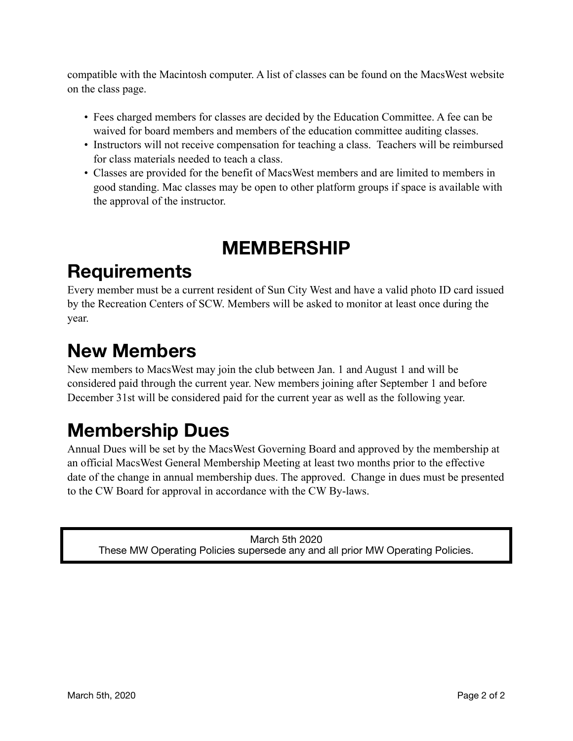compatible with the Macintosh computer. A list of classes can be found on the MacsWest website on the class page.

- Fees charged members for classes are decided by the Education Committee. A fee can be waived for board members and members of the education committee auditing classes.
- Instructors will not receive compensation for teaching a class. Teachers will be reimbursed for class materials needed to teach a class.
- Classes are provided for the benefit of MacsWest members and are limited to members in good standing. Mac classes may be open to other platform groups if space is available with the approval of the instructor.

# MEMBERSHIP

## Requirements

Every member must be a current resident of Sun City West and have a valid photo ID card issued by the Recreation Centers of SCW. Members will be asked to monitor at least once during the year.

## New Members

New members to MacsWest may join the club between Jan. 1 and August 1 and will be considered paid through the current year. New members joining after September 1 and before December 31st will be considered paid for the current year as well as the following year.

## Membership Dues

Annual Dues will be set by the MacsWest Governing Board and approved by the membership at an official MacsWest General Membership Meeting at least two months prior to the effective date of the change in annual membership dues. The approved. Change in dues must be presented to the CW Board for approval in accordance with the CW By-laws.

March 5th 2020
These MW Operating Policies supersede any and all prior MW Operating Policies.